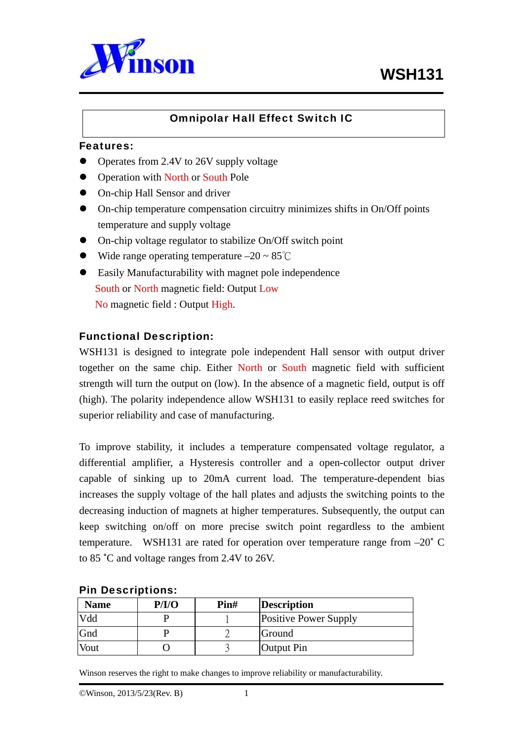# WSH131

## Omnipolar Hall Effect Switch IC

### Features:

- Operates from 2.4V to 26V supply voltage
- Operation with North or South Pole
- On-chip Hall Sensor and driver
- On-chip temperature compensation circuitry minimizes shifts in On/Off points temperature and supply voltage
- On-chip voltage regulator to stabilize On/Off switch point
- Wide range operating temperature –20 ~ 85℃
- Easily Manufacturability with magnet pole independence

  South or North magnetic field: Output Low

  No magnetic field : Output High.

### Functional Description:

WSH131 is designed to integrate pole independent Hall sensor with output driver together on the same chip. Either North or South magnetic field with sufficient strength will turn the output on (low). In the absence of a magnetic field, output is off (high). The polarity independence allow WSH131 to easily replace reed switches for superior reliability and case of manufacturing.

To improve stability, it includes a temperature compensated voltage regulator, a differential amplifier, a Hysteresis controller and a open-collector output driver capable of sinking up to 20mA current load. The temperature-dependent bias increases the supply voltage of the hall plates and adjusts the switching points to the decreasing induction of magnets at higher temperatures. Subsequently, the output can keep switching on/off on more precise switch point regardless to the ambient temperature. WSH131 are rated for operation over temperature range from –20˚ C to 85 ˚C and voltage ranges from 2.4V to 26V.

### Pin Descriptions:

| Name | P/I/O | Pin# | Description |
|---|---|---|---|
| Vdd | P | 1 | Positive Power Supply |
| Gnd | P | 2 | Ground |
| Vout | O | 3 | Output Pin |

Winson reserves the right to make changes to improve reliability or manufacturability.

©Winson, 2013/5/23(Rev. B)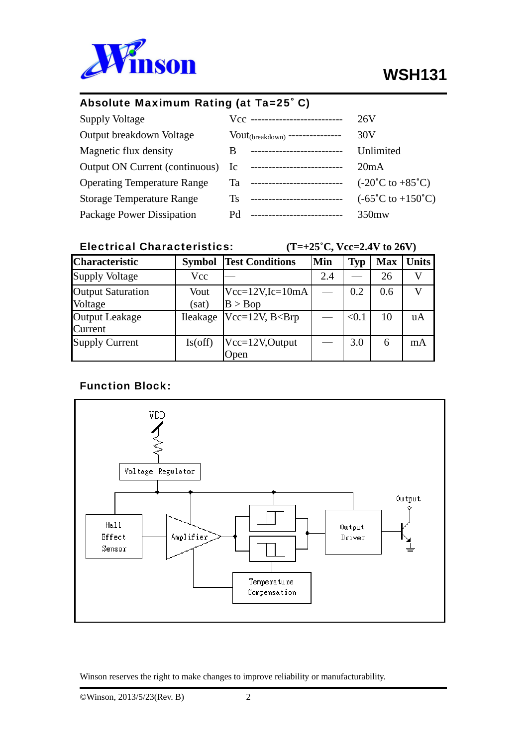## Absolute Maximum Rating (at Ta=25˚ C)

| | | |
|---|---|---|
| Supply Voltage | Vcc | 26V |
| Output breakdown Voltage | $Vout_{(breakdown)}$ | 30V |
| Magnetic flux density | B | Unlimited |
| Output ON Current (continuous) | Ic | 20mA |
| Operating Temperature Range | Ta | (-20˚C to +85˚C) |
| Storage Temperature Range | Ts | (-65˚C to +150˚C) |
| Package Power Dissipation | Pd | 350mw |

## Electrical Characteristics: (T=+25˚C, Vcc=2.4V to 26V)

| Characteristic | Symbol | Test Conditions | Min | Typ | Max | Units |
|---|---|---|---|---|---|---|
| Supply Voltage | Vcc | — | 2.4 | — | 26 | V |
| Output Saturation Voltage | Vout (sat) | Vcc=12V,Ic=10mA B > Bop | — | 0.2 | 0.6 | V |
| Output Leakage Current | Ileakage | Vcc=12V, B<Brp | — | <0.1 | 10 | uA |
| Supply Current | Is(off) | Vcc=12V,Output Open | — | 3.0 | 6 | mA |

## Function Block:

VDD

Voltage Regulator

Hall Effect Sensor

Amplifier

Output Driver

Output

Temperature Compensation

Winson reserves the right to make changes to improve reliability or manufacturability.

©Winson, 2013/5/23(Rev. B)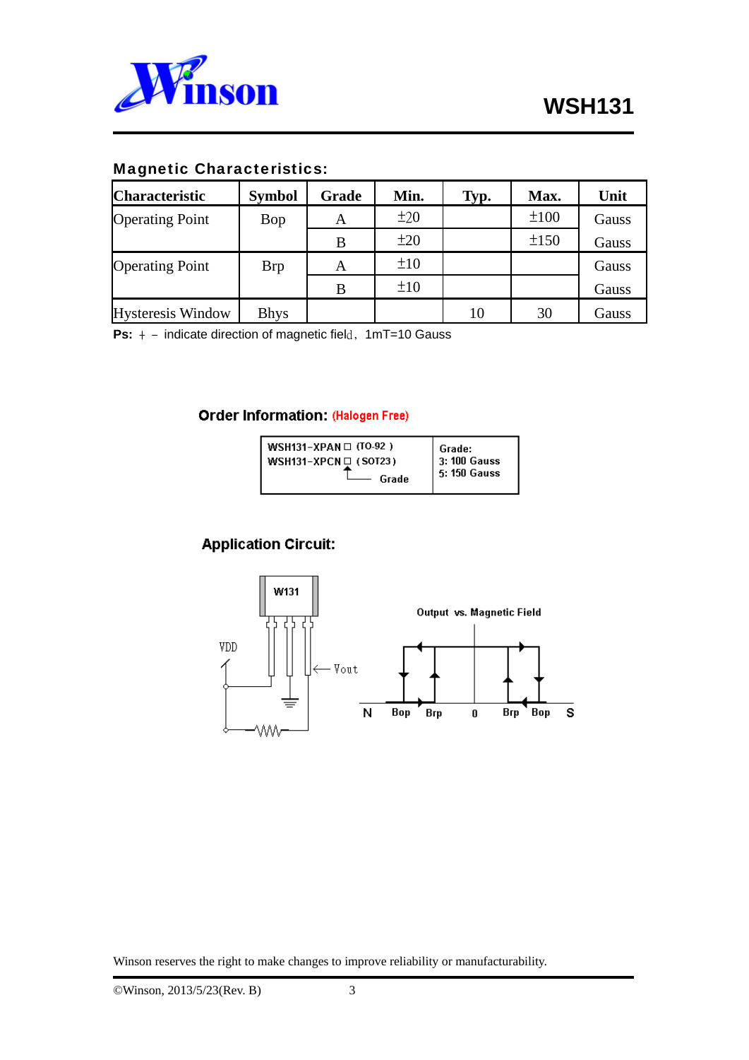## Magnetic Characteristics:

| Characteristic | Symbol | Grade | Min. | Typ. | Max. | Unit |
|---|---|---|---|---|---|---|
| Operating Point | Bop | A | ±20 | | ±100 | Gauss |
| | | B | ±20 | | ±150 | Gauss |
| Operating Point | Brp | A | ±10 | | | Gauss |
| | | B | ±10 | | | Gauss |
| Hysteresis Window | Bhys | | | 10 | 30 | Gauss |

**Ps:** + − indicate direction of magnetic field, 1mT=10 Gauss

### Order Information: (Halogen Free)

| | |
|---|---|
| WSH131-XPAN□ (TO-92) <br> WSH131-XPCN□ (SOT23) <br> Grade | Grade: <br> 3: 100 Gauss <br> 5: 150 Gauss |

### Application Circuit:

W131

VDD

Vout

Output vs. Magnetic Field

N Bop Brp 0 Brp Bop S

Winson reserves the right to make changes to improve reliability or manufacturability.

©Winson, 2013/5/23(Rev. B)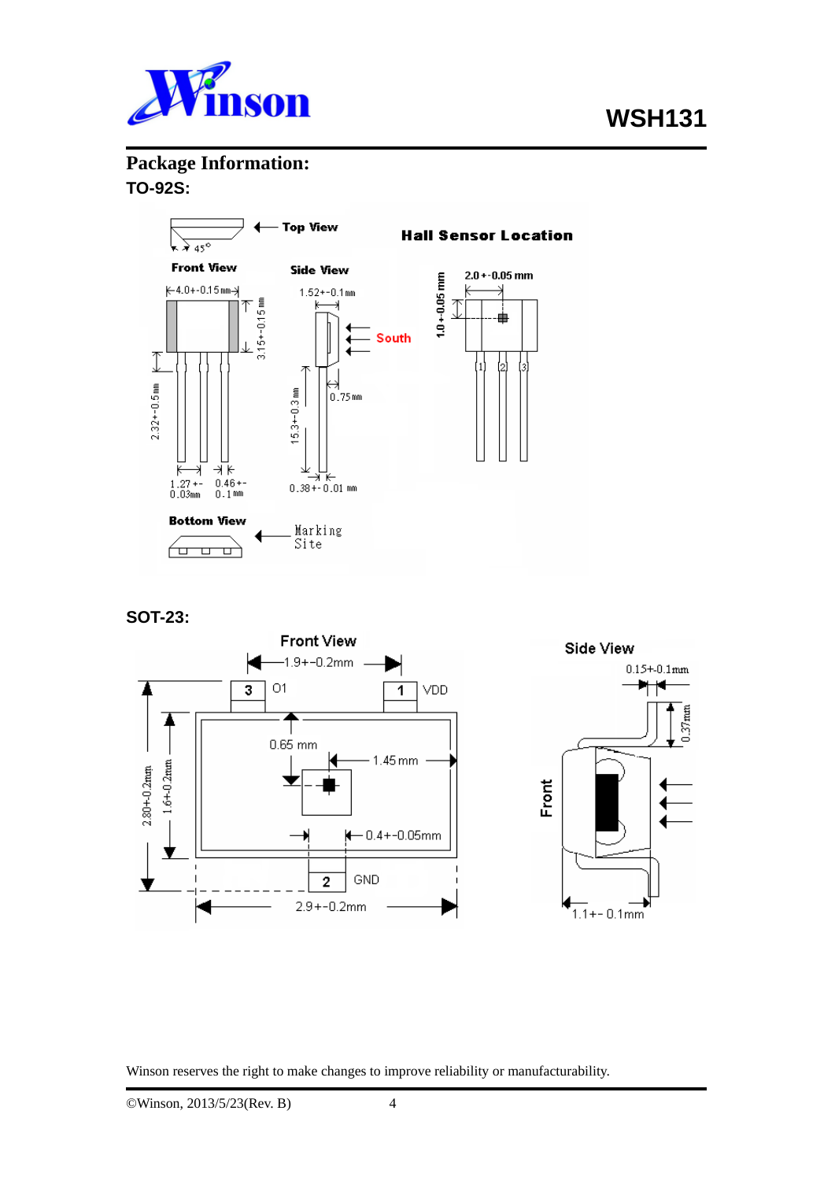## Package Information:

### TO-92S:

Top View

45°

Front View

4.0+-0.15mm

3.15+-0.15 mm

2.32+-0.5mm

1.27+- 0.03mm

0.46+- 0.1 mm

Side View

1.52+-0.1 mm

South

0.75mm

15.3+-0.3 mm

0.38+-0.01 mm

Hall Sensor Location

2.0+-0.05 mm

1.0+-0.05 mm

1 2 3

Bottom View

Marking Site

### SOT-23:

Front View

1.9+-0.2mm

3 O1

1 VDD

0.65 mm

1.45mm

0.4+-0.05mm

2.80+-0.2mm

1.6+-0.2mm

2 GND

2.9+-0.2mm

Side View

0.15+-0.1mm

0.37mm

Front

1.1+-0.1mm

Winson reserves the right to make changes to improve reliability or manufacturability.

©Winson, 2013/5/23(Rev. B)